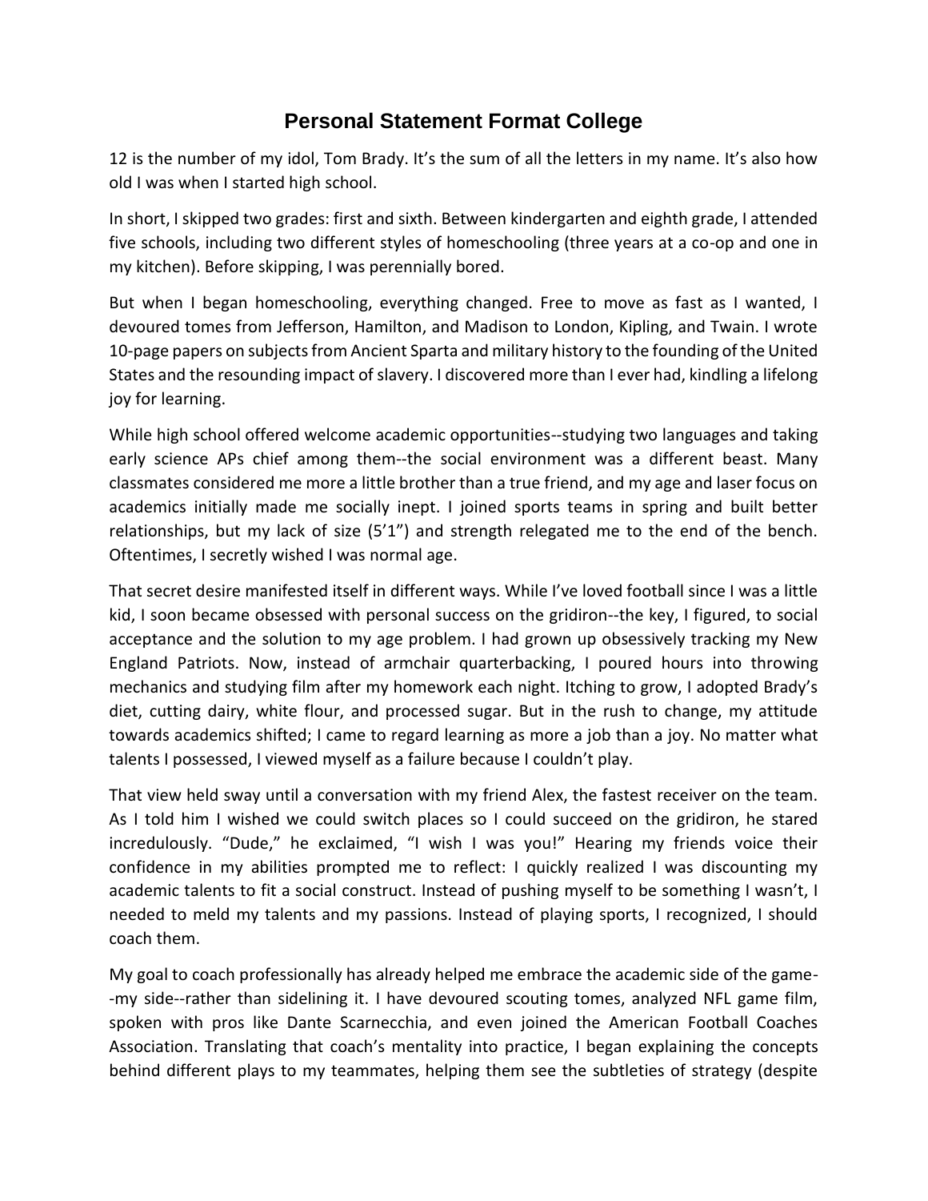# Personal Statement Format College

12 is the number of my idol, Tom Brady. It's the sum of all the letters in my name. It's also how old I was when I started high school.

In short, I skipped two grades: first and sixth. Between kindergarten and eighth grade, I attended five schools, including two different styles of homeschooling (three years at a co-op and one in my kitchen). Before skipping, I was perennially bored.

But when I began homeschooling, everything changed. Free to move as fast as I wanted, I devoured tomes from Jefferson, Hamilton, and Madison to London, Kipling, and Twain. I wrote 10-page papers on subjects from Ancient Sparta and military history to the founding of the United States and the resounding impact of slavery. I discovered more than I ever had, kindling a lifelong joy for learning.

While high school offered welcome academic opportunities--studying two languages and taking early science APs chief among them--the social environment was a different beast. Many classmates considered me more a little brother than a true friend, and my age and laser focus on academics initially made me socially inept. I joined sports teams in spring and built better relationships, but my lack of size (5'1") and strength relegated me to the end of the bench. Oftentimes, I secretly wished I was normal age.

That secret desire manifested itself in different ways. While I've loved football since I was a little kid, I soon became obsessed with personal success on the gridiron--the key, I figured, to social acceptance and the solution to my age problem. I had grown up obsessively tracking my New England Patriots. Now, instead of armchair quarterbacking, I poured hours into throwing mechanics and studying film after my homework each night. Itching to grow, I adopted Brady's diet, cutting dairy, white flour, and processed sugar. But in the rush to change, my attitude towards academics shifted; I came to regard learning as more a job than a joy. No matter what talents I possessed, I viewed myself as a failure because I couldn't play.

That view held sway until a conversation with my friend Alex, the fastest receiver on the team. As I told him I wished we could switch places so I could succeed on the gridiron, he stared incredulously. "Dude," he exclaimed, "I wish I was you!" Hearing my friends voice their confidence in my abilities prompted me to reflect: I quickly realized I was discounting my academic talents to fit a social construct. Instead of pushing myself to be something I wasn't, I needed to meld my talents and my passions. Instead of playing sports, I recognized, I should coach them.

My goal to coach professionally has already helped me embrace the academic side of the game--my side--rather than sidelining it. I have devoured scouting tomes, analyzed NFL game film, spoken with pros like Dante Scarnecchia, and even joined the American Football Coaches Association. Translating that coach's mentality into practice, I began explaining the concepts behind different plays to my teammates, helping them see the subtleties of strategy (despite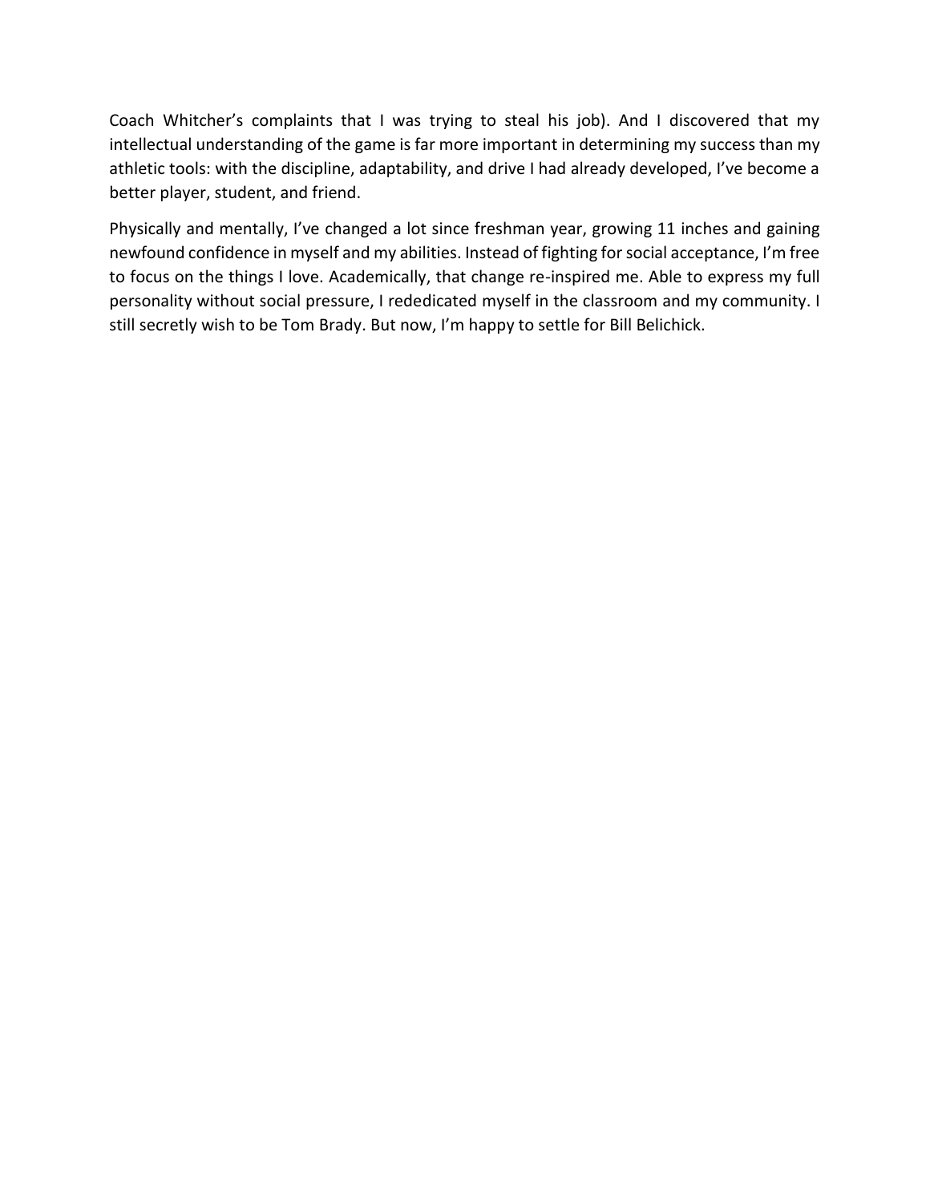Coach Whitcher's complaints that I was trying to steal his job). And I discovered that my intellectual understanding of the game is far more important in determining my success than my athletic tools: with the discipline, adaptability, and drive I had already developed, I've become a better player, student, and friend.

Physically and mentally, I've changed a lot since freshman year, growing 11 inches and gaining newfound confidence in myself and my abilities. Instead of fighting for social acceptance, I'm free to focus on the things I love. Academically, that change re-inspired me. Able to express my full personality without social pressure, I rededicated myself in the classroom and my community. I still secretly wish to be Tom Brady. But now, I'm happy to settle for Bill Belichick.